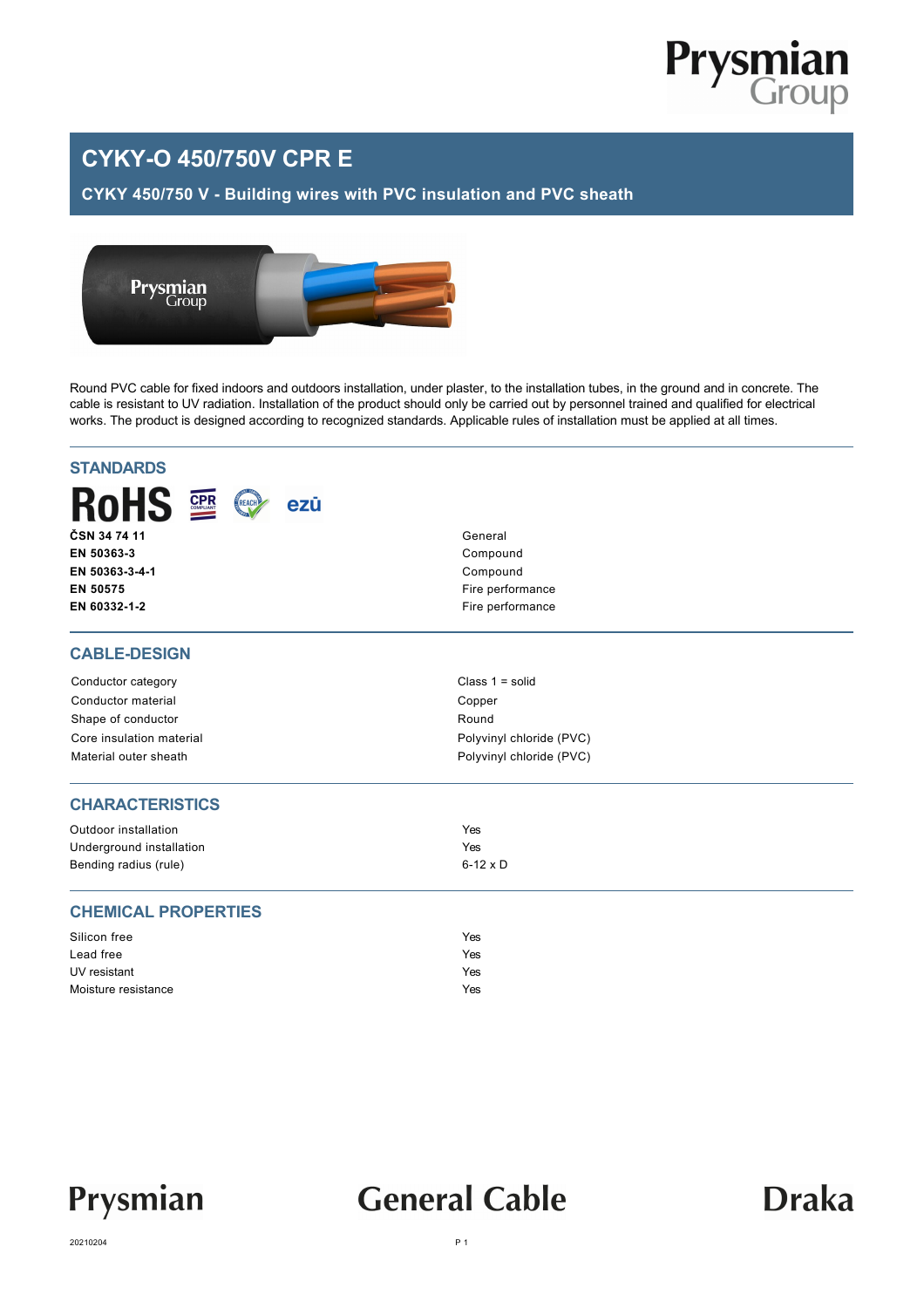# CYKY-O 450/750V CPR E

## CYKY 450/750 V - Building wires with PVC insulation and PVC sheath

Round PVC cable for fixed indoors and outdoors installation, under plaster, to the installation tubes, in the ground and in concrete. The cable is resistant to UV radiation. Installation of the product should only be carried out by personnel trained and qualified for electrical works. The product is designed according to recognized standards. Applicable rules of installation must be applied at all times.

## STANDARDS

RoHS CPR REACH ezū

| | |
|---|---|
| **ČSN 34 74 11** | General |
| **EN 50363-3** | Compound |
| **EN 50363-3-4-1** | Compound |
| **EN 50575** | Fire performance |
| **EN 60332-1-2** | Fire performance |

## CABLE-DESIGN

| | |
|---|---|
| Conductor category | Class 1 = solid |
| Conductor material | Copper |
| Shape of conductor | Round |
| Core insulation material | Polyvinyl chloride (PVC) |
| Material outer sheath | Polyvinyl chloride (PVC) |

## CHARACTERISTICS

| | |
|---|---|
| Outdoor installation | Yes |
| Underground installation | Yes |
| Bending radius (rule) | 6-12 x D |

## CHEMICAL PROPERTIES

| | |
|---|---|
| Silicon free | Yes |
| Lead free | Yes |
| UV resistant | Yes |
| Moisture resistance | Yes |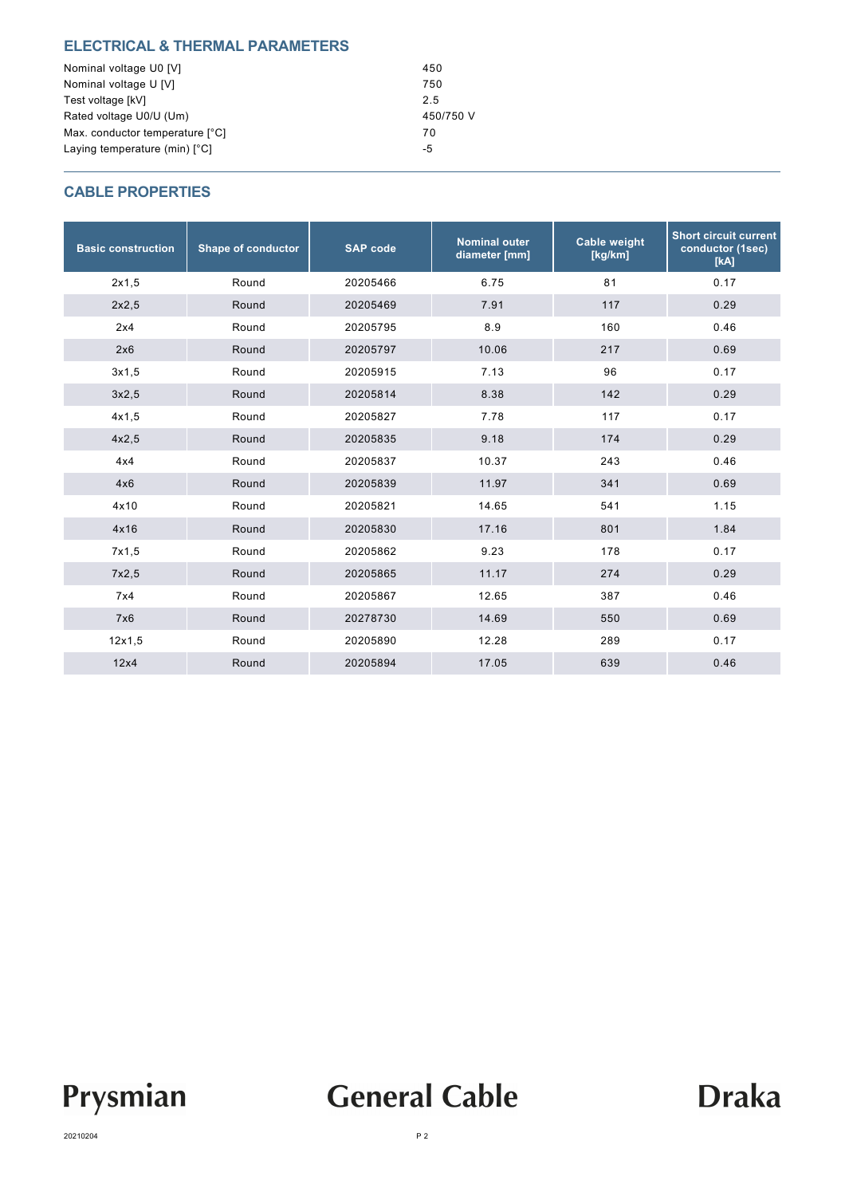## ELECTRICAL & THERMAL PARAMETERS

| | |
|---|---|
| Nominal voltage U0 [V] | 450 |
| Nominal voltage U [V] | 750 |
| Test voltage [kV] | 2.5 |
| Rated voltage U0/U (Um) | 450/750 V |
| Max. conductor temperature [°C] | 70 |
| Laying temperature (min) [°C] | -5 |

## CABLE PROPERTIES

| Basic construction | Shape of conductor | SAP code | Nominal outer diameter [mm] | Cable weight [kg/km] | Short circuit current conductor (1sec) [kA] |
|---|---|---|---|---|---|
| 2x1,5 | Round | 20205466 | 6.75 | 81 | 0.17 |
| 2x2,5 | Round | 20205469 | 7.91 | 117 | 0.29 |
| 2x4 | Round | 20205795 | 8.9 | 160 | 0.46 |
| 2x6 | Round | 20205797 | 10.06 | 217 | 0.69 |
| 3x1,5 | Round | 20205915 | 7.13 | 96 | 0.17 |
| 3x2,5 | Round | 20205814 | 8.38 | 142 | 0.29 |
| 4x1,5 | Round | 20205827 | 7.78 | 117 | 0.17 |
| 4x2,5 | Round | 20205835 | 9.18 | 174 | 0.29 |
| 4x4 | Round | 20205837 | 10.37 | 243 | 0.46 |
| 4x6 | Round | 20205839 | 11.97 | 341 | 0.69 |
| 4x10 | Round | 20205821 | 14.65 | 541 | 1.15 |
| 4x16 | Round | 20205830 | 17.16 | 801 | 1.84 |
| 7x1,5 | Round | 20205862 | 9.23 | 178 | 0.17 |
| 7x2,5 | Round | 20205865 | 11.17 | 274 | 0.29 |
| 7x4 | Round | 20205867 | 12.65 | 387 | 0.46 |
| 7x6 | Round | 20278730 | 14.69 | 550 | 0.69 |
| 12x1,5 | Round | 20205890 | 12.28 | 289 | 0.17 |
| 12x4 | Round | 20205894 | 17.05 | 639 | 0.46 |

Prysmian General Cable Draka

20210204